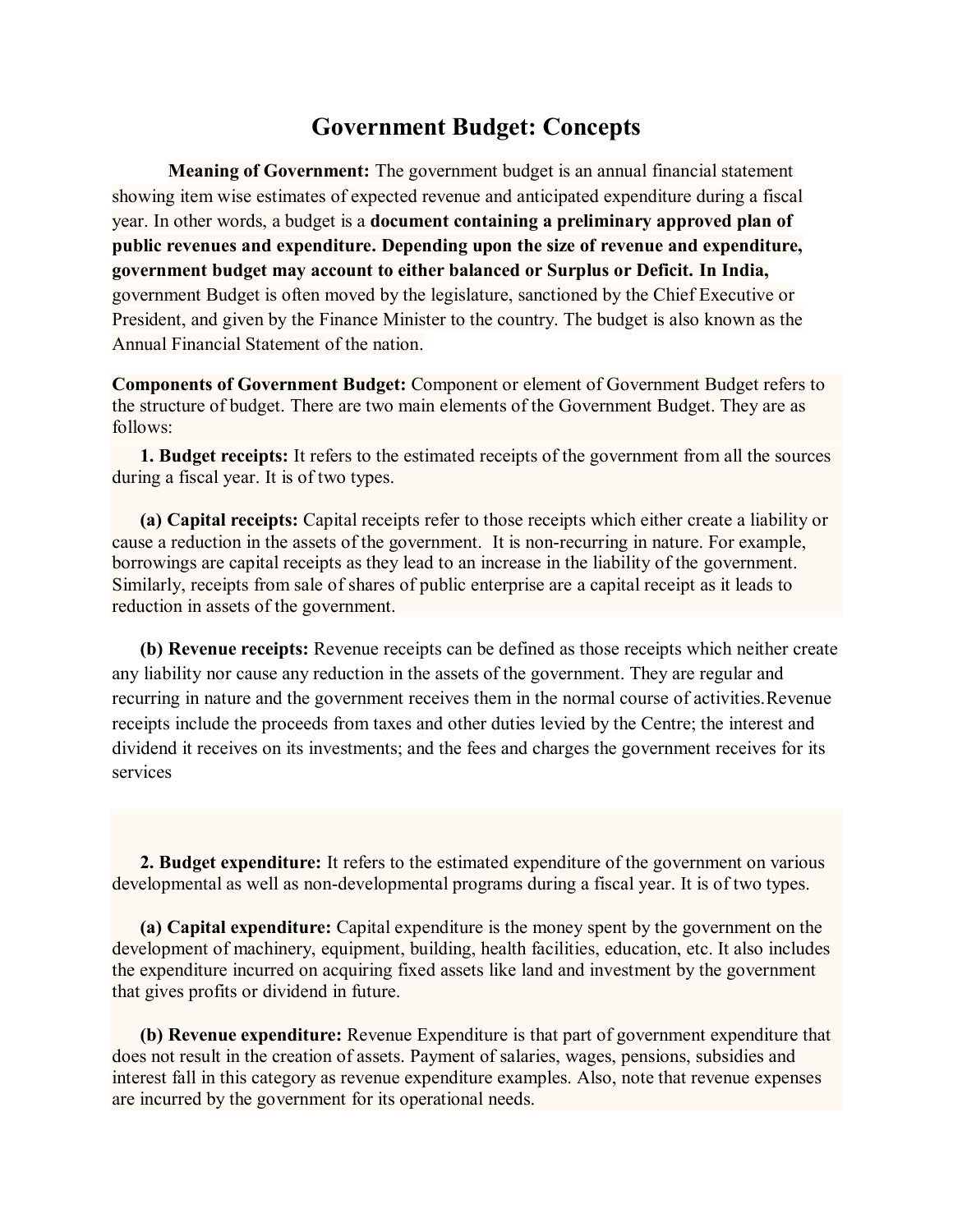# Government Budget: Concepts

**Meaning of Government:** The government budget is an annual financial statement showing item wise estimates of expected revenue and anticipated expenditure during a fiscal year. In other words, a budget is a **document containing a preliminary approved plan of public revenues and expenditure. Depending upon the size of revenue and expenditure, government budget may account to either balanced or Surplus or Deficit. In India,** government Budget is often moved by the legislature, sanctioned by the Chief Executive or President, and given by the Finance Minister to the country. The budget is also known as the Annual Financial Statement of the nation.

**Components of Government Budget:** Component or element of Government Budget refers to the structure of budget. There are two main elements of the Government Budget. They are as follows:

**1. Budget receipts:** It refers to the estimated receipts of the government from all the sources during a fiscal year. It is of two types.

**(a) Capital receipts:** Capital receipts refer to those receipts which either create a liability or cause a reduction in the assets of the government. It is non-recurring in nature. For example, borrowings are capital receipts as they lead to an increase in the liability of the government. Similarly, receipts from sale of shares of public enterprise are a capital receipt as it leads to reduction in assets of the government.

**(b) Revenue receipts:** Revenue receipts can be defined as those receipts which neither create any liability nor cause any reduction in the assets of the government. They are regular and recurring in nature and the government receives them in the normal course of activities. Revenue receipts include the proceeds from taxes and other duties levied by the Centre; the interest and dividend it receives on its investments; and the fees and charges the government receives for its services

**2. Budget expenditure:** It refers to the estimated expenditure of the government on various developmental as well as non-developmental programs during a fiscal year. It is of two types.

**(a) Capital expenditure:** Capital expenditure is the money spent by the government on the development of machinery, equipment, building, health facilities, education, etc. It also includes the expenditure incurred on acquiring fixed assets like land and investment by the government that gives profits or dividend in future.

**(b) Revenue expenditure:** Revenue Expenditure is that part of government expenditure that does not result in the creation of assets. Payment of salaries, wages, pensions, subsidies and interest fall in this category as revenue expenditure examples. Also, note that revenue expenses are incurred by the government for its operational needs.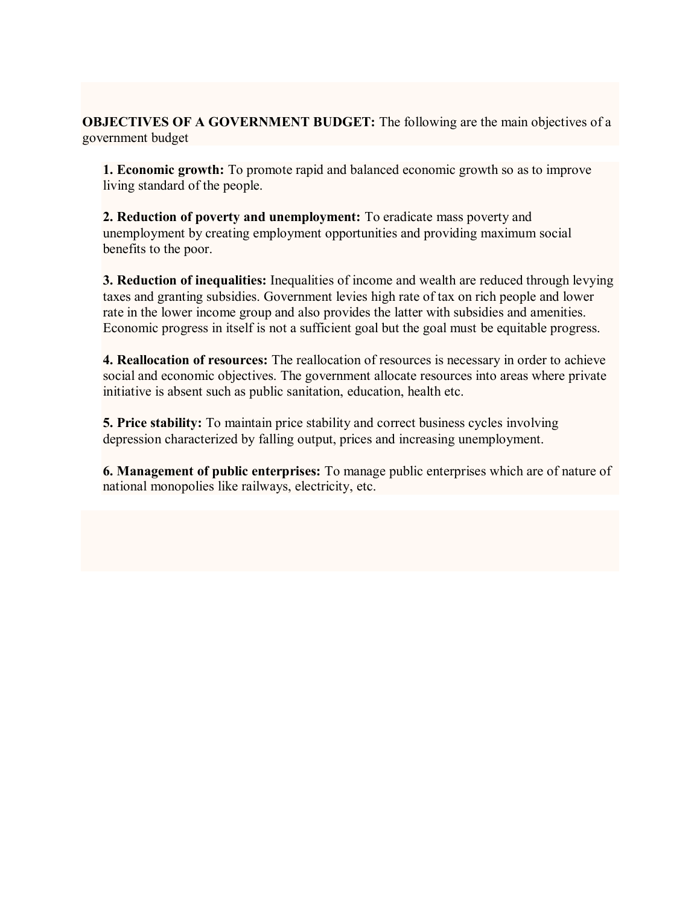**OBJECTIVES OF A GOVERNMENT BUDGET:** The following are the main objectives of a government budget

1. **Economic growth:** To promote rapid and balanced economic growth so as to improve living standard of the people.

2. **Reduction of poverty and unemployment:** To eradicate mass poverty and unemployment by creating employment opportunities and providing maximum social benefits to the poor.

3. **Reduction of inequalities:** Inequalities of income and wealth are reduced through levying taxes and granting subsidies. Government levies high rate of tax on rich people and lower rate in the lower income group and also provides the latter with subsidies and amenities. Economic progress in itself is not a sufficient goal but the goal must be equitable progress.

4. **Reallocation of resources:** The reallocation of resources is necessary in order to achieve social and economic objectives. The government allocate resources into areas where private initiative is absent such as public sanitation, education, health etc.

5. **Price stability:** To maintain price stability and correct business cycles involving depression characterized by falling output, prices and increasing unemployment.

6. **Management of public enterprises:** To manage public enterprises which are of nature of national monopolies like railways, electricity, etc.